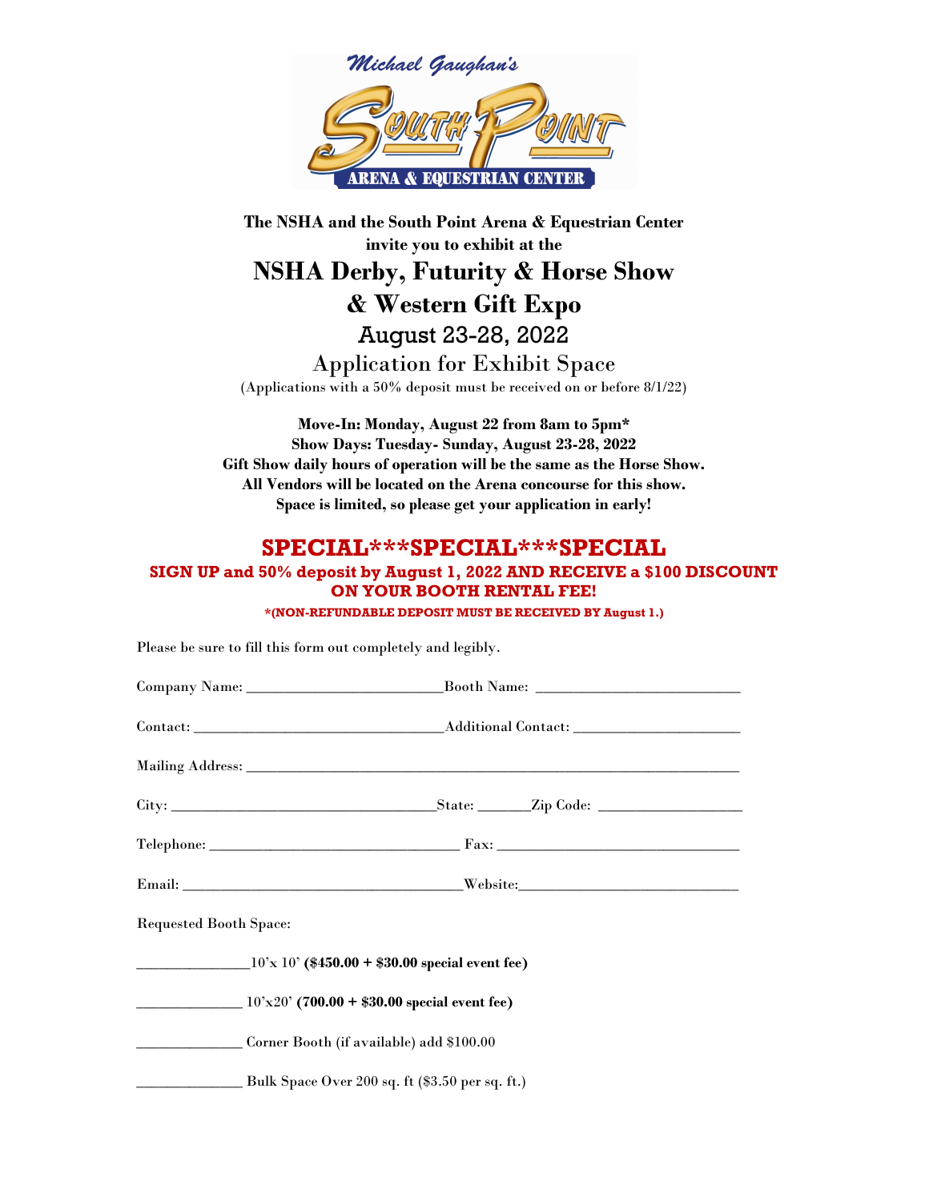Michael Gaughan's South Point Arena & Equestrian Center

**The NSHA and the South Point Arena & Equestrian Center invite you to exhibit at the**

# NSHA Derby, Futurity & Horse Show & Western Gift Expo

## August 23-28, 2022

## Application for Exhibit Space

(Applications with a 50% deposit must be received on or before 8/1/22)

**Move-In: Monday, August 22 from 8am to 5pm***
**Show Days: Tuesday- Sunday, August 23-28, 2022**
**Gift Show daily hours of operation will be the same as the Horse Show.**
**All Vendors will be located on the Arena concourse for this show.**
**Space is limited, so please get your application in early!**

## SPECIAL***SPECIAL***SPECIAL

**SIGN UP and 50% deposit by August 1, 2022 AND RECEIVE a $100 DISCOUNT ON YOUR BOOTH RENTAL FEE!**

***(NON-REFUNDABLE DEPOSIT MUST BE RECEIVED BY August 1.)**

Please be sure to fill this form out completely and legibly.

Company Name: _________________________ Booth Name: __________________________

Contact: _______________________________ Additional Contact: _____________________

Mailing Address: _____________________________________________________________

City: _________________________________ State: _______ Zip Code: __________________

Telephone: _______________________________ Fax: ______________________________

Email: __________________________________ Website: ___________________________

Requested Booth Space:

______________ 10'x 10' **($450.00 + $30.00 special event fee)**

______________ 10'x20' **(700.00 + $30.00 special event fee)**

______________ Corner Booth (if available) add $100.00

______________ Bulk Space Over 200 sq. ft ($3.50 per sq. ft.)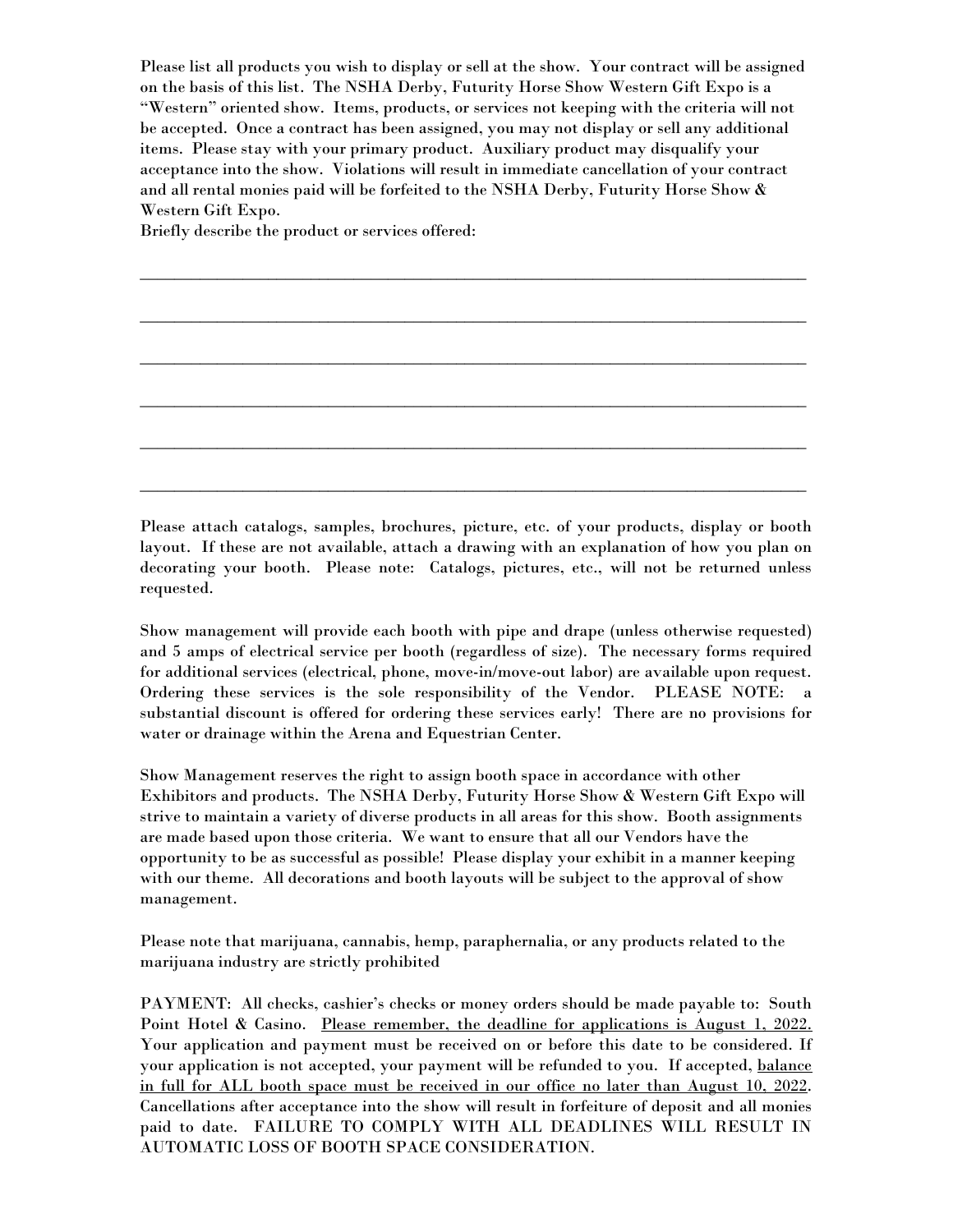Please list all products you wish to display or sell at the show. Your contract will be assigned on the basis of this list. The NSHA Derby, Futurity Horse Show Western Gift Expo is a "Western" oriented show. Items, products, or services not keeping with the criteria will not be accepted. Once a contract has been assigned, you may not display or sell any additional items. Please stay with your primary product. Auxiliary product may disqualify your acceptance into the show. Violations will result in immediate cancellation of your contract and all rental monies paid will be forfeited to the NSHA Derby, Futurity Horse Show & Western Gift Expo.

Briefly describe the product or services offered:

\_\_\_\_\_\_\_\_\_\_\_\_\_\_\_\_\_\_\_\_\_\_\_\_\_\_\_\_\_\_\_\_\_\_\_\_\_\_\_\_\_\_\_\_\_\_\_\_\_\_\_\_\_\_\_\_\_\_\_\_\_\_\_\_\_\_\_\_\_\_\_\_\_\_\_\_

\_\_\_\_\_\_\_\_\_\_\_\_\_\_\_\_\_\_\_\_\_\_\_\_\_\_\_\_\_\_\_\_\_\_\_\_\_\_\_\_\_\_\_\_\_\_\_\_\_\_\_\_\_\_\_\_\_\_\_\_\_\_\_\_\_\_\_\_\_\_\_\_\_\_\_\_

\_\_\_\_\_\_\_\_\_\_\_\_\_\_\_\_\_\_\_\_\_\_\_\_\_\_\_\_\_\_\_\_\_\_\_\_\_\_\_\_\_\_\_\_\_\_\_\_\_\_\_\_\_\_\_\_\_\_\_\_\_\_\_\_\_\_\_\_\_\_\_\_\_\_\_\_

\_\_\_\_\_\_\_\_\_\_\_\_\_\_\_\_\_\_\_\_\_\_\_\_\_\_\_\_\_\_\_\_\_\_\_\_\_\_\_\_\_\_\_\_\_\_\_\_\_\_\_\_\_\_\_\_\_\_\_\_\_\_\_\_\_\_\_\_\_\_\_\_\_\_\_\_

\_\_\_\_\_\_\_\_\_\_\_\_\_\_\_\_\_\_\_\_\_\_\_\_\_\_\_\_\_\_\_\_\_\_\_\_\_\_\_\_\_\_\_\_\_\_\_\_\_\_\_\_\_\_\_\_\_\_\_\_\_\_\_\_\_\_\_\_\_\_\_\_\_\_\_\_

\_\_\_\_\_\_\_\_\_\_\_\_\_\_\_\_\_\_\_\_\_\_\_\_\_\_\_\_\_\_\_\_\_\_\_\_\_\_\_\_\_\_\_\_\_\_\_\_\_\_\_\_\_\_\_\_\_\_\_\_\_\_\_\_\_\_\_\_\_\_\_\_\_\_\_\_

Please attach catalogs, samples, brochures, picture, etc. of your products, display or booth layout. If these are not available, attach a drawing with an explanation of how you plan on decorating your booth. Please note: Catalogs, pictures, etc., will not be returned unless requested.

Show management will provide each booth with pipe and drape (unless otherwise requested) and 5 amps of electrical service per booth (regardless of size). The necessary forms required for additional services (electrical, phone, move-in/move-out labor) are available upon request. Ordering these services is the sole responsibility of the Vendor. PLEASE NOTE: a substantial discount is offered for ordering these services early! There are no provisions for water or drainage within the Arena and Equestrian Center.

Show Management reserves the right to assign booth space in accordance with other Exhibitors and products. The NSHA Derby, Futurity Horse Show & Western Gift Expo will strive to maintain a variety of diverse products in all areas for this show. Booth assignments are made based upon those criteria. We want to ensure that all our Vendors have the opportunity to be as successful as possible! Please display your exhibit in a manner keeping with our theme. All decorations and booth layouts will be subject to the approval of show management.

Please note that marijuana, cannabis, hemp, paraphernalia, or any products related to the marijuana industry are strictly prohibited

PAYMENT: All checks, cashier's checks or money orders should be made payable to: South Point Hotel & Casino. <u>Please remember, the deadline for applications is August 1, 2022.</u> Your application and payment must be received on or before this date to be considered. If your application is not accepted, your payment will be refunded to you. If accepted, <u>balance in full for ALL booth space must be received in our office no later than August 10, 2022</u>. Cancellations after acceptance into the show will result in forfeiture of deposit and all monies paid to date. FAILURE TO COMPLY WITH ALL DEADLINES WILL RESULT IN AUTOMATIC LOSS OF BOOTH SPACE CONSIDERATION.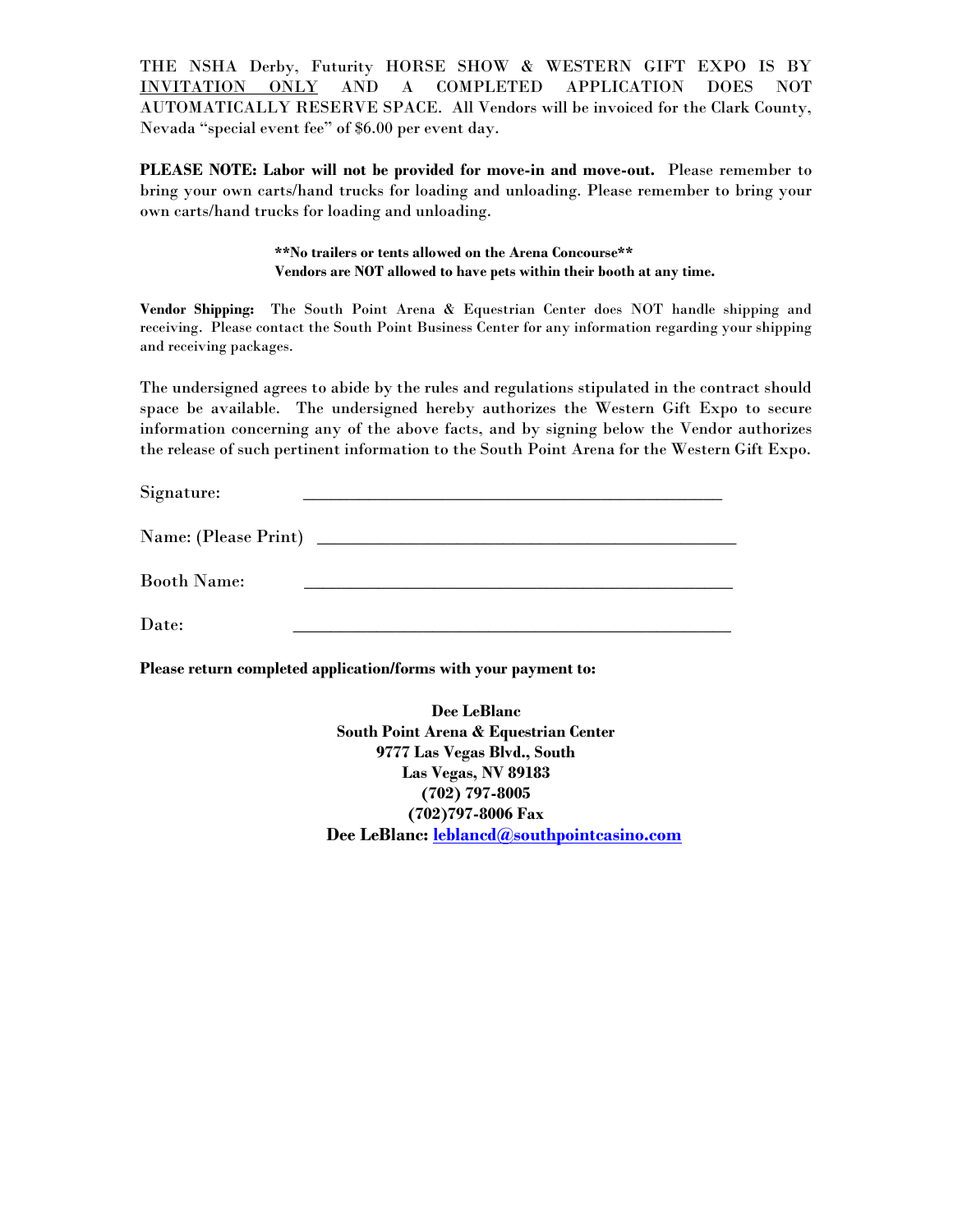THE NSHA Derby, Futurity HORSE SHOW & WESTERN GIFT EXPO IS BY <u>INVITATION ONLY</u> AND A COMPLETED APPLICATION DOES NOT AUTOMATICALLY RESERVE SPACE. All Vendors will be invoiced for the Clark County, Nevada "special event fee" of $6.00 per event day.

**PLEASE NOTE: Labor will not be provided for move-in and move-out.** Please remember to bring your own carts/hand trucks for loading and unloading. Please remember to bring your own carts/hand trucks for loading and unloading.

**\*\*No trailers or tents allowed on the Arena Concourse\*\***
**Vendors are NOT allowed to have pets within their booth at any time.**

**Vendor Shipping:** The South Point Arena & Equestrian Center does NOT handle shipping and receiving. Please contact the South Point Business Center for any information regarding your shipping and receiving packages.

The undersigned agrees to abide by the rules and regulations stipulated in the contract should space be available. The undersigned hereby authorizes the Western Gift Expo to secure information concerning any of the above facts, and by signing below the Vendor authorizes the release of such pertinent information to the South Point Arena for the Western Gift Expo.

Signature: ______________________________________________

Name: (Please Print) ______________________________________________

Booth Name: ______________________________________________

Date: ______________________________________________

**Please return completed application/forms with your payment to:**

**Dee LeBlanc**
**South Point Arena & Equestrian Center**
**9777 Las Vegas Blvd., South**
**Las Vegas, NV 89183**
**(702) 797-8005**
**(702)797-8006 Fax**
**Dee LeBlanc: leblancd@southpointcasino.com**